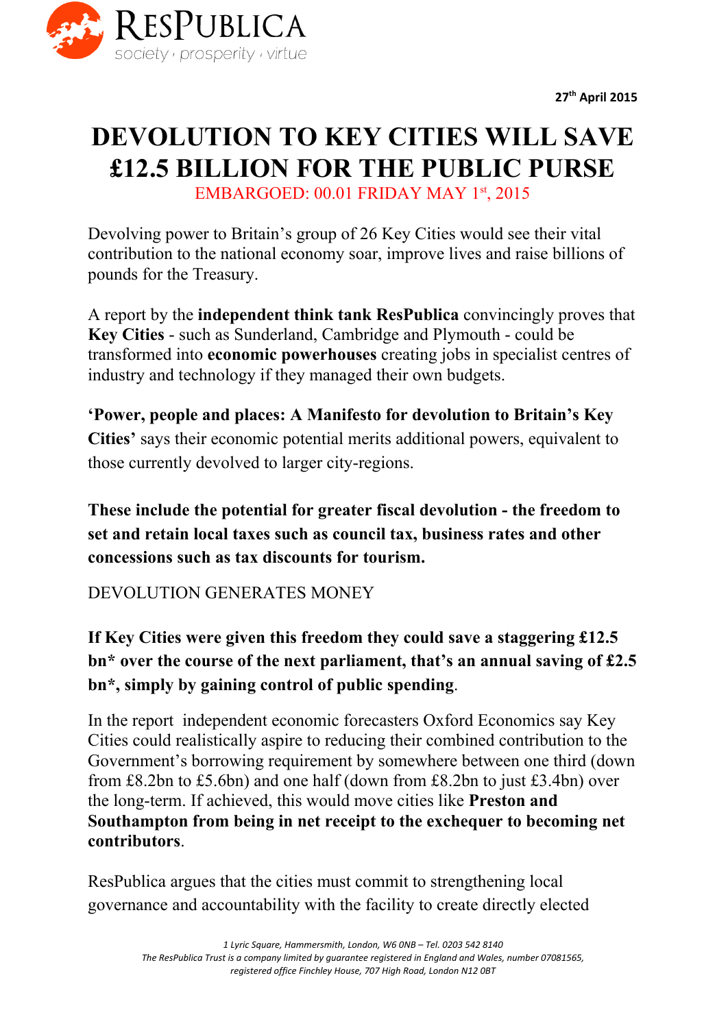RESPUBLICA
society · prosperity · virtue

**27th April 2015**

# DEVOLUTION TO KEY CITIES WILL SAVE £12.5 BILLION FOR THE PUBLIC PURSE

EMBARGOED: 00.01 FRIDAY MAY 1st, 2015

Devolving power to Britain's group of 26 Key Cities would see their vital contribution to the national economy soar, improve lives and raise billions of pounds for the Treasury.

A report by the **independent think tank ResPublica** convincingly proves that **Key Cities** - such as Sunderland, Cambridge and Plymouth - could be transformed into **economic powerhouses** creating jobs in specialist centres of industry and technology if they managed their own budgets.

**'Power, people and places: A Manifesto for devolution to Britain's Key Cities'** says their economic potential merits additional powers, equivalent to those currently devolved to larger city-regions.

**These include the potential for greater fiscal devolution - the freedom to set and retain local taxes such as council tax, business rates and other concessions such as tax discounts for tourism.**

DEVOLUTION GENERATES MONEY

**If Key Cities were given this freedom they could save a staggering £12.5 bn* over the course of the next parliament, that's an annual saving of £2.5 bn*, simply by gaining control of public spending**.

In the report independent economic forecasters Oxford Economics say Key Cities could realistically aspire to reducing their combined contribution to the Government's borrowing requirement by somewhere between one third (down from £8.2bn to £5.6bn) and one half (down from £8.2bn to just £3.4bn) over the long-term. If achieved, this would move cities like **Preston and Southampton from being in net receipt to the exchequer to becoming net contributors**.

ResPublica argues that the cities must commit to strengthening local governance and accountability with the facility to create directly elected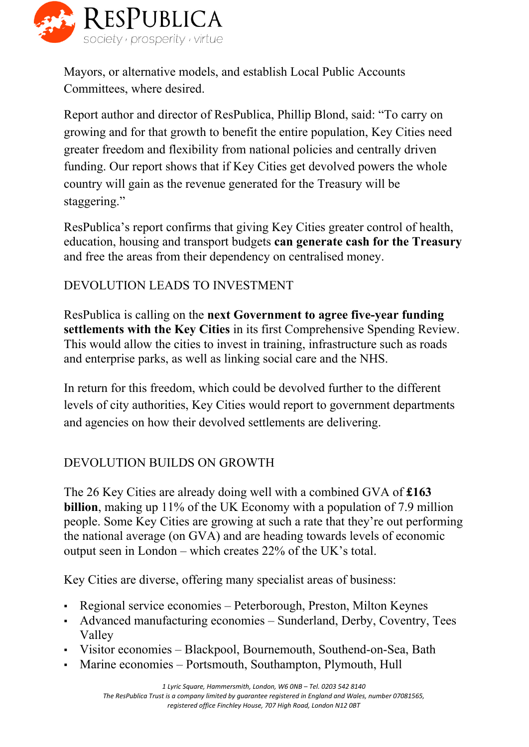Mayors, or alternative models, and establish Local Public Accounts Committees, where desired.

Report author and director of ResPublica, Phillip Blond, said: "To carry on growing and for that growth to benefit the entire population, Key Cities need greater freedom and flexibility from national policies and centrally driven funding. Our report shows that if Key Cities get devolved powers the whole country will gain as the revenue generated for the Treasury will be staggering."

ResPublica's report confirms that giving Key Cities greater control of health, education, housing and transport budgets **can generate cash for the Treasury** and free the areas from their dependency on centralised money.

## DEVOLUTION LEADS TO INVESTMENT

ResPublica is calling on the **next Government to agree five-year funding settlements with the Key Cities** in its first Comprehensive Spending Review. This would allow the cities to invest in training, infrastructure such as roads and enterprise parks, as well as linking social care and the NHS.

In return for this freedom, which could be devolved further to the different levels of city authorities, Key Cities would report to government departments and agencies on how their devolved settlements are delivering.

## DEVOLUTION BUILDS ON GROWTH

The 26 Key Cities are already doing well with a combined GVA of **£163 billion**, making up 11% of the UK Economy with a population of 7.9 million people. Some Key Cities are growing at such a rate that they're out performing the national average (on GVA) and are heading towards levels of economic output seen in London – which creates 22% of the UK's total.

Key Cities are diverse, offering many specialist areas of business:

- Regional service economies – Peterborough, Preston, Milton Keynes
- Advanced manufacturing economies – Sunderland, Derby, Coventry, Tees Valley
- Visitor economies – Blackpool, Bournemouth, Southend-on-Sea, Bath
- Marine economies – Portsmouth, Southampton, Plymouth, Hull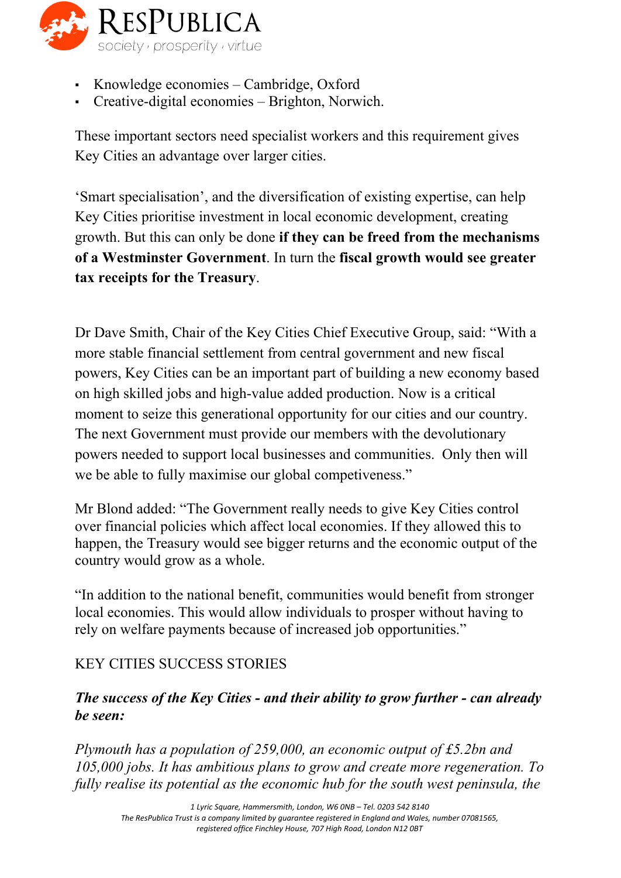- Knowledge economies – Cambridge, Oxford
- Creative-digital economies – Brighton, Norwich.

These important sectors need specialist workers and this requirement gives Key Cities an advantage over larger cities.

'Smart specialisation', and the diversification of existing expertise, can help Key Cities prioritise investment in local economic development, creating growth. But this can only be done **if they can be freed from the mechanisms of a Westminster Government**. In turn the **fiscal growth would see greater tax receipts for the Treasury**.

Dr Dave Smith, Chair of the Key Cities Chief Executive Group, said: "With a more stable financial settlement from central government and new fiscal powers, Key Cities can be an important part of building a new economy based on high skilled jobs and high-value added production. Now is a critical moment to seize this generational opportunity for our cities and our country. The next Government must provide our members with the devolutionary powers needed to support local businesses and communities. Only then will we be able to fully maximise our global competiveness."

Mr Blond added: "The Government really needs to give Key Cities control over financial policies which affect local economies. If they allowed this to happen, the Treasury would see bigger returns and the economic output of the country would grow as a whole.

"In addition to the national benefit, communities would benefit from stronger local economies. This would allow individuals to prosper without having to rely on welfare payments because of increased job opportunities."

KEY CITIES SUCCESS STORIES

***The success of the Key Cities - and their ability to grow further - can already be seen:***

*Plymouth has a population of 259,000, an economic output of £5.2bn and 105,000 jobs. It has ambitious plans to grow and create more regeneration. To fully realise its potential as the economic hub for the south west peninsula, the*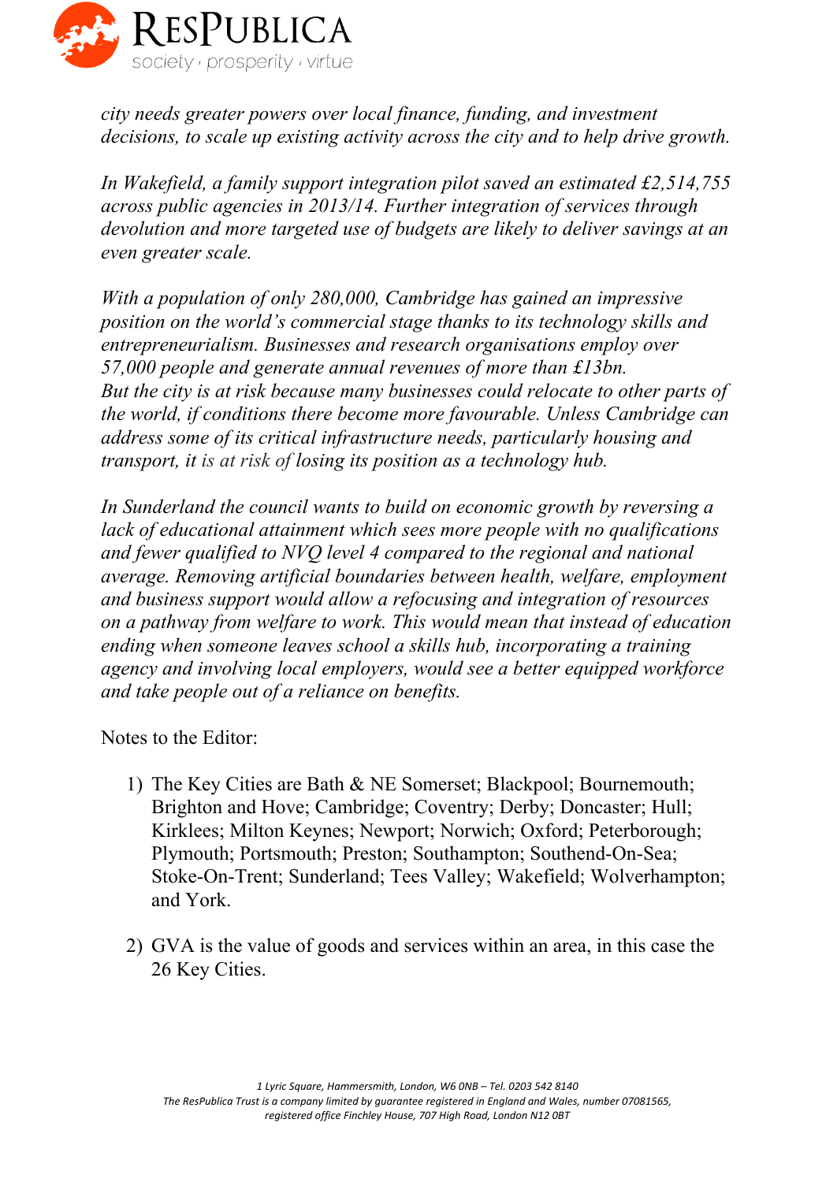*city needs greater powers over local finance, funding, and investment decisions, to scale up existing activity across the city and to help drive growth.*

*In Wakefield, a family support integration pilot saved an estimated £2,514,755 across public agencies in 2013/14. Further integration of services through devolution and more targeted use of budgets are likely to deliver savings at an even greater scale.*

*With a population of only 280,000, Cambridge has gained an impressive position on the world's commercial stage thanks to its technology skills and entrepreneurialism. Businesses and research organisations employ over 57,000 people and generate annual revenues of more than £13bn. But the city is at risk because many businesses could relocate to other parts of the world, if conditions there become more favourable. Unless Cambridge can address some of its critical infrastructure needs, particularly housing and transport, it is at risk of losing its position as a technology hub.*

*In Sunderland the council wants to build on economic growth by reversing a lack of educational attainment which sees more people with no qualifications and fewer qualified to NVQ level 4 compared to the regional and national average. Removing artificial boundaries between health, welfare, employment and business support would allow a refocusing and integration of resources on a pathway from welfare to work. This would mean that instead of education ending when someone leaves school a skills hub, incorporating a training agency and involving local employers, would see a better equipped workforce and take people out of a reliance on benefits.*

Notes to the Editor:

1) The Key Cities are Bath & NE Somerset; Blackpool; Bournemouth; Brighton and Hove; Cambridge; Coventry; Derby; Doncaster; Hull; Kirklees; Milton Keynes; Newport; Norwich; Oxford; Peterborough; Plymouth; Portsmouth; Preston; Southampton; Southend-On-Sea; Stoke-On-Trent; Sunderland; Tees Valley; Wakefield; Wolverhampton; and York.

2) GVA is the value of goods and services within an area, in this case the 26 Key Cities.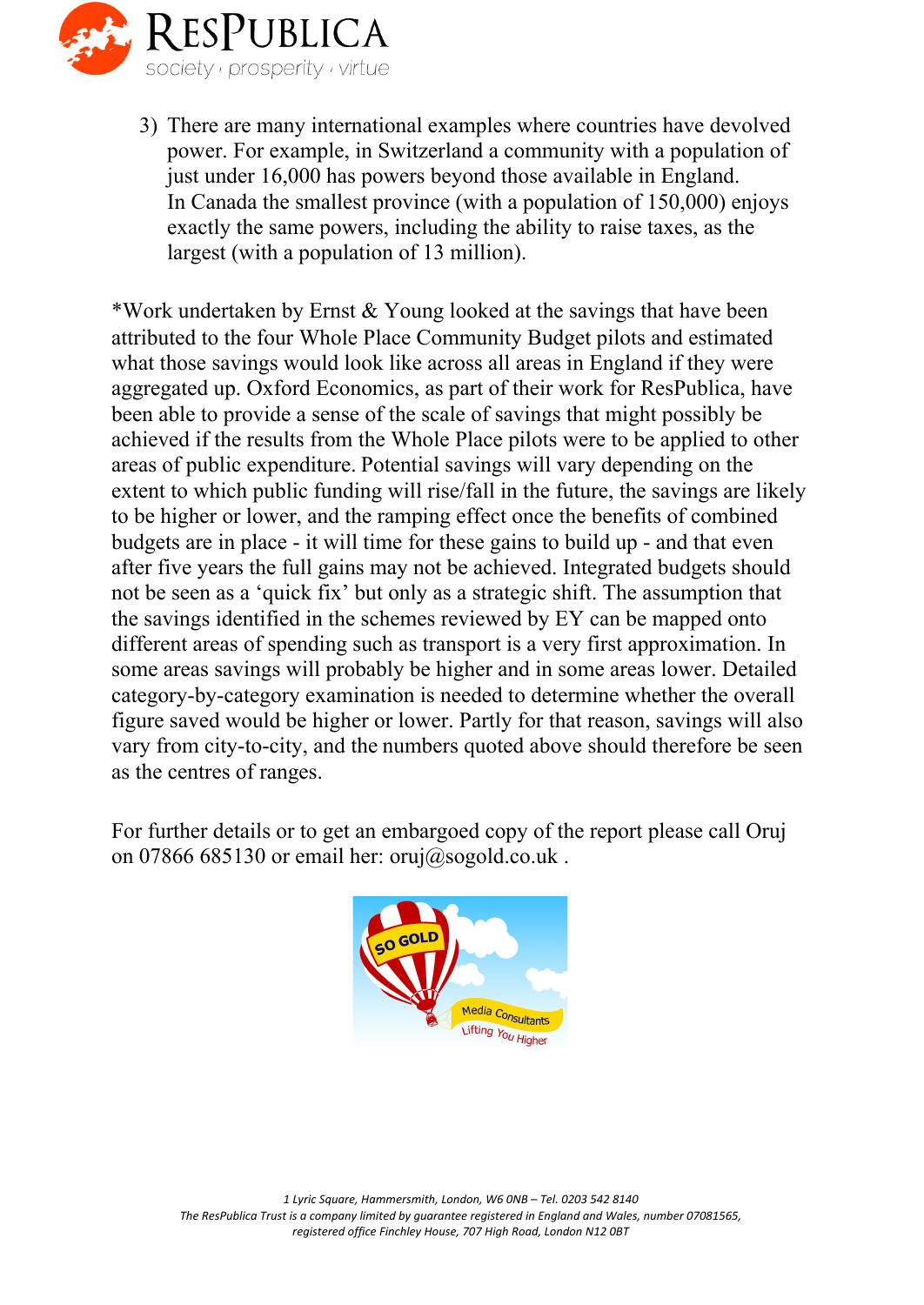3) There are many international examples where countries have devolved power. For example, in Switzerland a community with a population of just under 16,000 has powers beyond those available in England. In Canada the smallest province (with a population of 150,000) enjoys exactly the same powers, including the ability to raise taxes, as the largest (with a population of 13 million).

*Work undertaken by Ernst & Young looked at the savings that have been attributed to the four Whole Place Community Budget pilots and estimated what those savings would look like across all areas in England if they were aggregated up. Oxford Economics, as part of their work for ResPublica, have been able to provide a sense of the scale of savings that might possibly be achieved if the results from the Whole Place pilots were to be applied to other areas of public expenditure. Potential savings will vary depending on the extent to which public funding will rise/fall in the future, the savings are likely to be higher or lower, and the ramping effect once the benefits of combined budgets are in place - it will time for these gains to build up - and that even after five years the full gains may not be achieved. Integrated budgets should not be seen as a 'quick fix' but only as a strategic shift. The assumption that the savings identified in the schemes reviewed by EY can be mapped onto different areas of spending such as transport is a very first approximation. In some areas savings will probably be higher and in some areas lower. Detailed category-by-category examination is needed to determine whether the overall figure saved would be higher or lower. Partly for that reason, savings will also vary from city-to-city, and the numbers quoted above should therefore be seen as the centres of ranges.

For further details or to get an embargoed copy of the report please call Oruj on 07866 685130 or email her: oruj@sogold.co.uk .